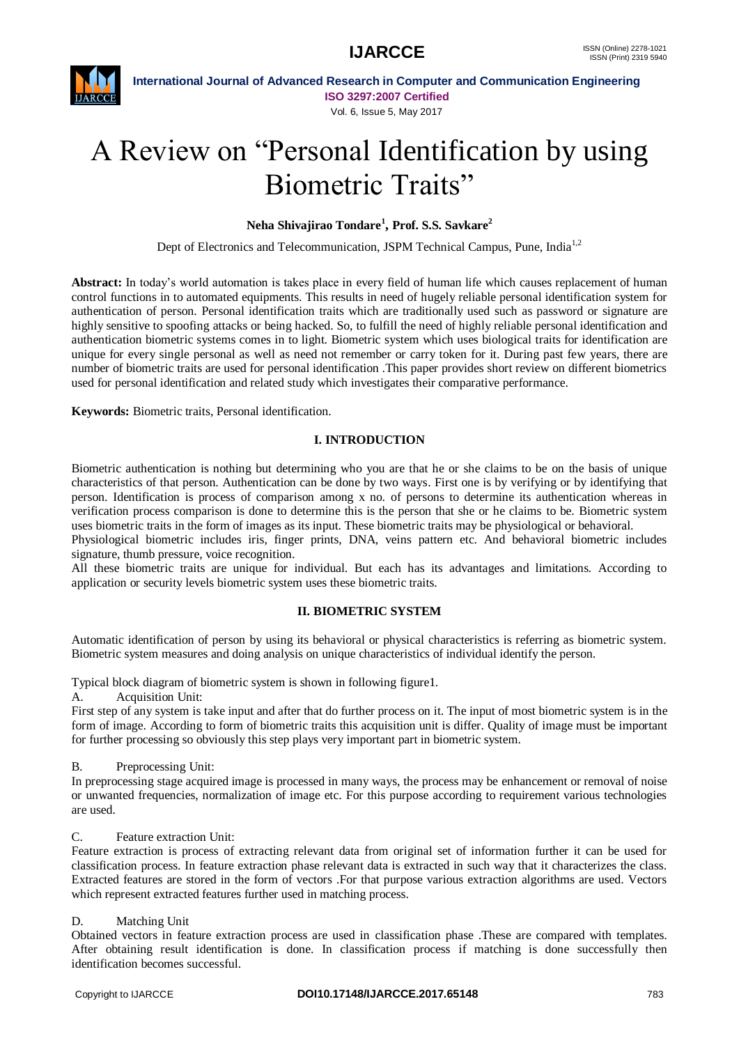# A Review on "Personal Identification by using Biometric Traits"

**Neha Shivajirao Tondare[1], Prof. S.S. Savkare[2]**

Dept of Electronics and Telecommunication, JSPM Technical Campus, Pune, India[1,2]

**Abstract:** In today's world automation is takes place in every field of human life which causes replacement of human control functions in to automated equipments. This results in need of hugely reliable personal identification system for authentication of person. Personal identification traits which are traditionally used such as password or signature are highly sensitive to spoofing attacks or being hacked. So, to fulfill the need of highly reliable personal identification and authentication biometric systems comes in to light. Biometric system which uses biological traits for identification are unique for every single personal as well as need not remember or carry token for it. During past few years, there are number of biometric traits are used for personal identification .This paper provides short review on different biometrics used for personal identification and related study which investigates their comparative performance.

**Keywords:** Biometric traits, Personal identification.

## I. INTRODUCTION

Biometric authentication is nothing but determining who you are that he or she claims to be on the basis of unique characteristics of that person. Authentication can be done by two ways. First one is by verifying or by identifying that person. Identification is process of comparison among x no. of persons to determine its authentication whereas in verification process comparison is done to determine this is the person that she or he claims to be. Biometric system uses biometric traits in the form of images as its input. These biometric traits may be physiological or behavioral.

Physiological biometric includes iris, finger prints, DNA, veins pattern etc. And behavioral biometric includes signature, thumb pressure, voice recognition.

All these biometric traits are unique for individual. But each has its advantages and limitations. According to application or security levels biometric system uses these biometric traits.

## II. BIOMETRIC SYSTEM

Automatic identification of person by using its behavioral or physical characteristics is referring as biometric system. Biometric system measures and doing analysis on unique characteristics of individual identify the person.

Typical block diagram of biometric system is shown in following figure1.

A. Acquisition Unit:

First step of any system is take input and after that do further process on it. The input of most biometric system is in the form of image. According to form of biometric traits this acquisition unit is differ. Quality of image must be important for further processing so obviously this step plays very important part in biometric system.

B. Preprocessing Unit:

In preprocessing stage acquired image is processed in many ways, the process may be enhancement or removal of noise or unwanted frequencies, normalization of image etc. For this purpose according to requirement various technologies are used.

C. Feature extraction Unit:

Feature extraction is process of extracting relevant data from original set of information further it can be used for classification process. In feature extraction phase relevant data is extracted in such way that it characterizes the class. Extracted features are stored in the form of vectors .For that purpose various extraction algorithms are used. Vectors which represent extracted features further used in matching process.

D. Matching Unit

Obtained vectors in feature extraction process are used in classification phase .These are compared with templates. After obtaining result identification is done. In classification process if matching is done successfully then identification becomes successful.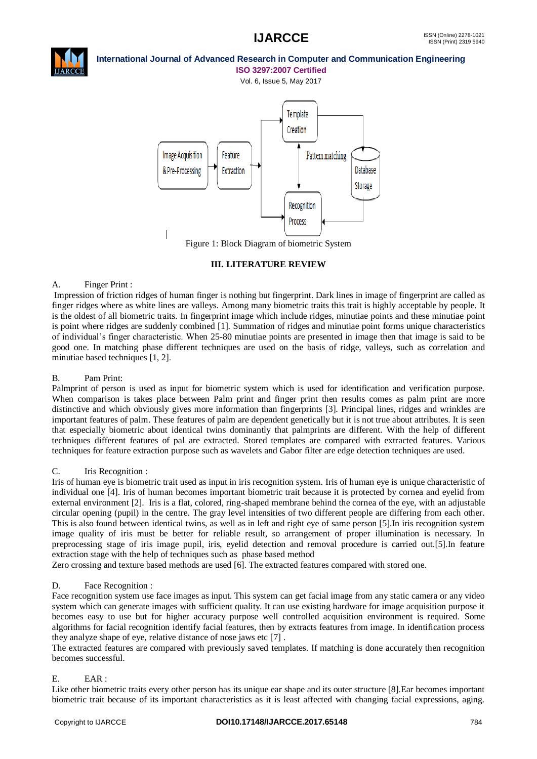Figure 1: Block Diagram of biometric System

## III. LITERATURE REVIEW

A. Finger Print :

Impression of friction ridges of human finger is nothing but fingerprint. Dark lines in image of fingerprint are called as finger ridges where as white lines are valleys. Among many biometric traits this trait is highly acceptable by people. It is the oldest of all biometric traits. In fingerprint image which include ridges, minutiae points and these minutiae point is point where ridges are suddenly combined [1]. Summation of ridges and minutiae point forms unique characteristics of individual's finger characteristic. When 25-80 minutiae points are presented in image then that image is said to be good one. In matching phase different techniques are used on the basis of ridge, valleys, such as correlation and minutiae based techniques [1, 2].

B. Pam Print:

Palmprint of person is used as input for biometric system which is used for identification and verification purpose. When comparison is takes place between Palm print and finger print then results comes as palm print are more distinctive and which obviously gives more information than fingerprints [3]. Principal lines, ridges and wrinkles are important features of palm. These features of palm are dependent genetically but it is not true about attributes. It is seen that especially biometric about identical twins dominantly that palmprints are different. With the help of different techniques different features of pal are extracted. Stored templates are compared with extracted features. Various techniques for feature extraction purpose such as wavelets and Gabor filter are edge detection techniques are used.

C. Iris Recognition :

Iris of human eye is biometric trait used as input in iris recognition system. Iris of human eye is unique characteristic of individual one [4]. Iris of human becomes important biometric trait because it is protected by cornea and eyelid from external environment [2]. Iris is a flat, colored, ring-shaped membrane behind the cornea of the eye, with an adjustable circular opening (pupil) in the centre. The gray level intensities of two different people are differing from each other. This is also found between identical twins, as well as in left and right eye of same person [5].In iris recognition system image quality of iris must be better for reliable result, so arrangement of proper illumination is necessary. In preprocessing stage of iris image pupil, iris, eyelid detection and removal procedure is carried out.[5].In feature extraction stage with the help of techniques such as phase based method

Zero crossing and texture based methods are used [6]. The extracted features compared with stored one.

D. Face Recognition :

Face recognition system use face images as input. This system can get facial image from any static camera or any video system which can generate images with sufficient quality. It can use existing hardware for image acquisition purpose it becomes easy to use but for higher accuracy purpose well controlled acquisition environment is required. Some algorithms for facial recognition identify facial features, then by extracts features from image. In identification process they analyze shape of eye, relative distance of nose jaws etc [7] .

The extracted features are compared with previously saved templates. If matching is done accurately then recognition becomes successful.

E. EAR :

Like other biometric traits every other person has its unique ear shape and its outer structure [8].Ear becomes important biometric trait because of its important characteristics as it is least affected with changing facial expressions, aging.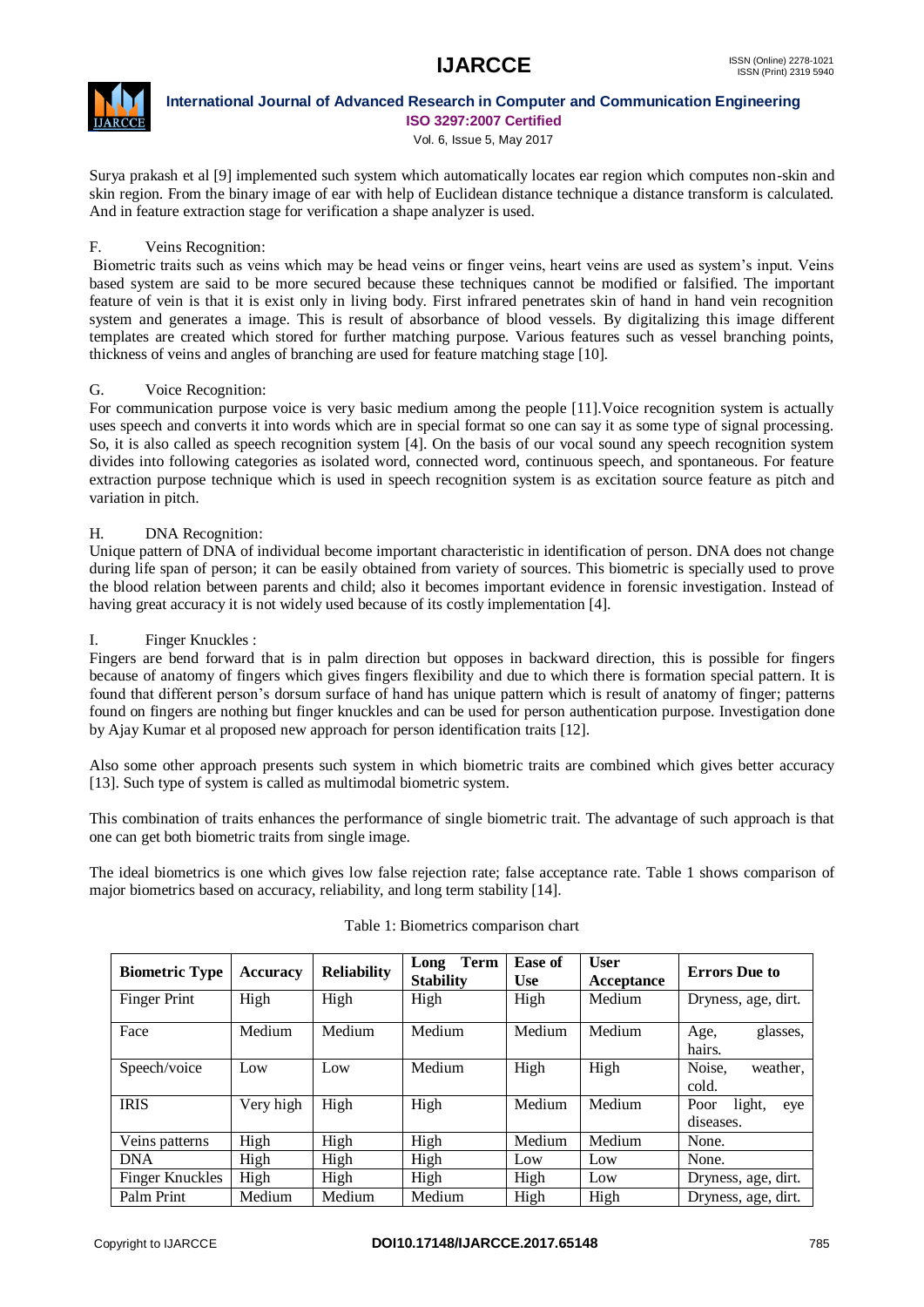Surya prakash et al [9] implemented such system which automatically locates ear region which computes non-skin and skin region. From the binary image of ear with help of Euclidean distance technique a distance transform is calculated. And in feature extraction stage for verification a shape analyzer is used.

F. Veins Recognition:

Biometric traits such as veins which may be head veins or finger veins, heart veins are used as system's input. Veins based system are said to be more secured because these techniques cannot be modified or falsified. The important feature of vein is that it is exist only in living body. First infrared penetrates skin of hand in hand vein recognition system and generates a image. This is result of absorbance of blood vessels. By digitalizing this image different templates are created which stored for further matching purpose. Various features such as vessel branching points, thickness of veins and angles of branching are used for feature matching stage [10].

G. Voice Recognition:

For communication purpose voice is very basic medium among the people [11].Voice recognition system is actually uses speech and converts it into words which are in special format so one can say it as some type of signal processing. So, it is also called as speech recognition system [4]. On the basis of our vocal sound any speech recognition system divides into following categories as isolated word, connected word, continuous speech, and spontaneous. For feature extraction purpose technique which is used in speech recognition system is as excitation source feature as pitch and variation in pitch.

H. DNA Recognition:

Unique pattern of DNA of individual become important characteristic in identification of person. DNA does not change during life span of person; it can be easily obtained from variety of sources. This biometric is specially used to prove the blood relation between parents and child; also it becomes important evidence in forensic investigation. Instead of having great accuracy it is not widely used because of its costly implementation [4].

I. Finger Knuckles :

Fingers are bend forward that is in palm direction but opposes in backward direction, this is possible for fingers because of anatomy of fingers which gives fingers flexibility and due to which there is formation special pattern. It is found that different person's dorsum surface of hand has unique pattern which is result of anatomy of finger; patterns found on fingers are nothing but finger knuckles and can be used for person authentication purpose. Investigation done by Ajay Kumar et al proposed new approach for person identification traits [12].

Also some other approach presents such system in which biometric traits are combined which gives better accuracy [13]. Such type of system is called as multimodal biometric system.

This combination of traits enhances the performance of single biometric trait. The advantage of such approach is that one can get both biometric traits from single image.

The ideal biometrics is one which gives low false rejection rate; false acceptance rate. Table 1 shows comparison of major biometrics based on accuracy, reliability, and long term stability [14].

Table 1: Biometrics comparison chart

| Biometric Type | Accuracy | Reliability | Long Term Stability | Ease of Use | User Acceptance | Errors Due to |
|---|---|---|---|---|---|---|
| Finger Print | High | High | High | High | Medium | Dryness, age, dirt. |
| Face | Medium | Medium | Medium | Medium | Medium | Age, glasses, hairs. |
| Speech/voice | Low | Low | Medium | High | High | Noise, weather, cold. |
| IRIS | Very high | High | High | Medium | Medium | Poor light, eye diseases. |
| Veins patterns | High | High | High | Medium | Medium | None. |
| DNA | High | High | High | Low | Low | None. |
| Finger Knuckles | High | High | High | High | Low | Dryness, age, dirt. |
| Palm Print | Medium | Medium | Medium | High | High | Dryness, age, dirt. |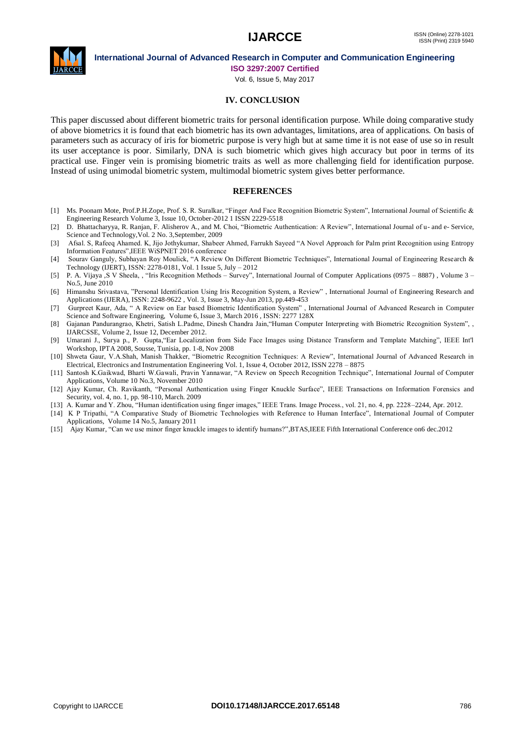## IV. CONCLUSION

This paper discussed about different biometric traits for personal identification purpose. While doing comparative study of above biometrics it is found that each biometric has its own advantages, limitations, area of applications. On basis of parameters such as accuracy of iris for biometric purpose is very high but at same time it is not ease of use so in result its user acceptance is poor. Similarly, DNA is such biometric which gives high accuracy but poor in terms of its practical use. Finger vein is promising biometric traits as well as more challenging field for identification purpose. Instead of using unimodal biometric system, multimodal biometric system gives better performance.

## REFERENCES

[1] Ms. Poonam Mote, Prof.P.H.Zope, Prof. S. R. Suralkar, "Finger And Face Recognition Biometric System", International Journal of Scientific & Engineering Research Volume 3, Issue 10, October-2012 1 ISSN 2229-5518

[2] D. Bhattacharyya, R. Ranjan, F. Alisherov A., and M. Choi, "Biometric Authentication: A Review", International Journal of u- and e- Service, Science and Technology,Vol. 2 No. 3,September, 2009

[3] Afsal. S, Rafeeq Ahamed. K, Jijo Jothykumar, Shabeer Ahmed, Farrukh Sayeed "A Novel Approach for Palm print Recognition using Entropy Information Features",IEEE WiSPNET 2016 conference

[4] Sourav Ganguly, Subhayan Roy Moulick, "A Review On Different Biometric Techniques", International Journal of Engineering Research & Technology (IJERT), ISSN: 2278-0181, Vol. 1 Issue 5, July – 2012

[5] P. A. Vijaya ,S V Sheela, , "Iris Recognition Methods – Survey", International Journal of Computer Applications (0975 – 8887) , Volume 3 – No.5, June 2010

[6] Himanshu Srivastava, "Personal Identification Using Iris Recognition System, a Review" , International Journal of Engineering Research and Applications (IJERA), ISSN: 2248-9622 , Vol. 3, Issue 3, May-Jun 2013, pp.449-453

[7] Gurpreet Kaur, Ada, " A Review on Ear based Biometric Identification System" , International Journal of Advanced Research in Computer Science and Software Engineering, Volume 6, Issue 3, March 2016 , ISSN: 2277 128X

[8] Gajanan Pandurangrao, Khetri, Satish L.Padme, Dinesh Chandra Jain,"Human Computer Interpreting with Biometric Recognition System", , IJARCSSE, Volume 2, Issue 12, December 2012.

[9] Umarani J., Surya p., P. Gupta,"Ear Localization from Side Face Images using Distance Transform and Template Matching", IEEE Int'l Workshop, IPTA 2008, Sousse, Tunisia, pp. 1-8, Nov 2008

[10] Shweta Gaur, V.A.Shah, Manish Thakker, "Biometric Recognition Techniques: A Review", International Journal of Advanced Research in Electrical, Electronics and Instrumentation Engineering Vol. 1, Issue 4, October 2012, ISSN 2278 – 8875

[11] Santosh K.Gaikwad, Bharti W.Gawali, Pravin Yannawar, "A Review on Speech Recognition Technique", International Journal of Computer Applications, Volume 10 No.3, November 2010

[12] Ajay Kumar, Ch. Ravikanth, "Personal Authentication using Finger Knuckle Surface", IEEE Transactions on Information Forensics and Security, vol. 4, no. 1, pp. 98-110, March. 2009

[13] A. Kumar and Y. Zhou, "Human identification using finger images," IEEE Trans. Image Process., vol. 21, no. 4, pp. 2228–2244, Apr. 2012.

[14] K P Tripathi, "A Comparative Study of Biometric Technologies with Reference to Human Interface", International Journal of Computer Applications, Volume 14 No.5, January 2011

[15] Ajay Kumar, "Can we use minor finger knuckle images to identify humans?",BTAS,IEEE Fifth International Conference on6 dec.2012